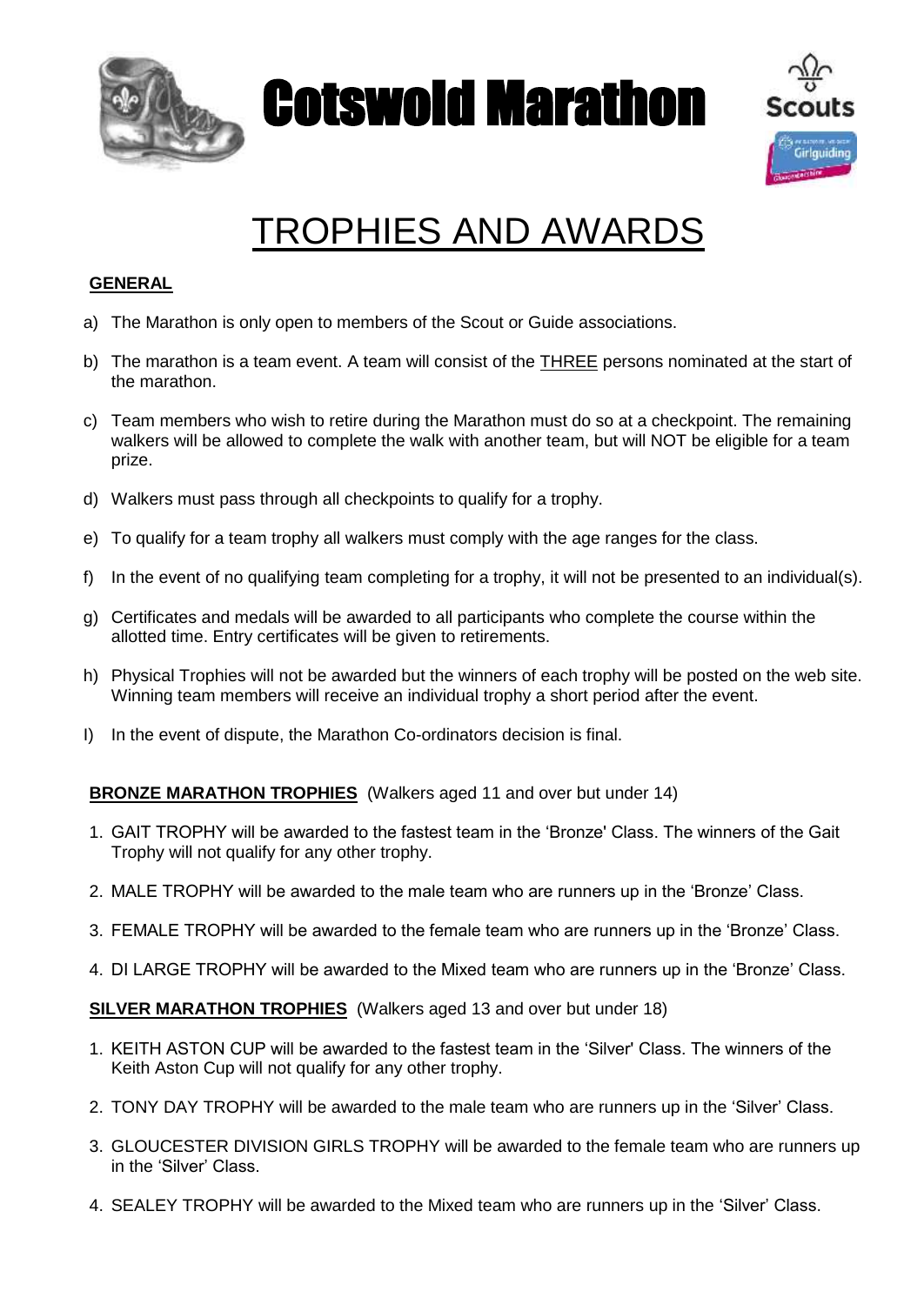# Cotswold Marathon

## TROPHIES AND AWARDS

### GENERAL

a) The Marathon is only open to members of the Scout or Guide associations.

b) The marathon is a team event. A team will consist of the THREE persons nominated at the start of the marathon.

c) Team members who wish to retire during the Marathon must do so at a checkpoint. The remaining walkers will be allowed to complete the walk with another team, but will NOT be eligible for a team prize.

d) Walkers must pass through all checkpoints to qualify for a trophy.

e) To qualify for a team trophy all walkers must comply with the age ranges for the class.

f) In the event of no qualifying team completing for a trophy, it will not be presented to an individual(s).

g) Certificates and medals will be awarded to all participants who complete the course within the allotted time. Entry certificates will be given to retirements.

h) Physical Trophies will not be awarded but the winners of each trophy will be posted on the web site. Winning team members will receive an individual trophy a short period after the event.

I) In the event of dispute, the Marathon Co-ordinators decision is final.

### BRONZE MARATHON TROPHIES (Walkers aged 11 and over but under 14)

1. GAIT TROPHY will be awarded to the fastest team in the 'Bronze' Class. The winners of the Gait Trophy will not qualify for any other trophy.
2. MALE TROPHY will be awarded to the male team who are runners up in the 'Bronze' Class.
3. FEMALE TROPHY will be awarded to the female team who are runners up in the 'Bronze' Class.
4. DI LARGE TROPHY will be awarded to the Mixed team who are runners up in the 'Bronze' Class.

### SILVER MARATHON TROPHIES (Walkers aged 13 and over but under 18)

1. KEITH ASTON CUP will be awarded to the fastest team in the 'Silver' Class. The winners of the Keith Aston Cup will not qualify for any other trophy.
2. TONY DAY TROPHY will be awarded to the male team who are runners up in the 'Silver' Class.
3. GLOUCESTER DIVISION GIRLS TROPHY will be awarded to the female team who are runners up in the 'Silver' Class.
4. SEALEY TROPHY will be awarded to the Mixed team who are runners up in the 'Silver' Class.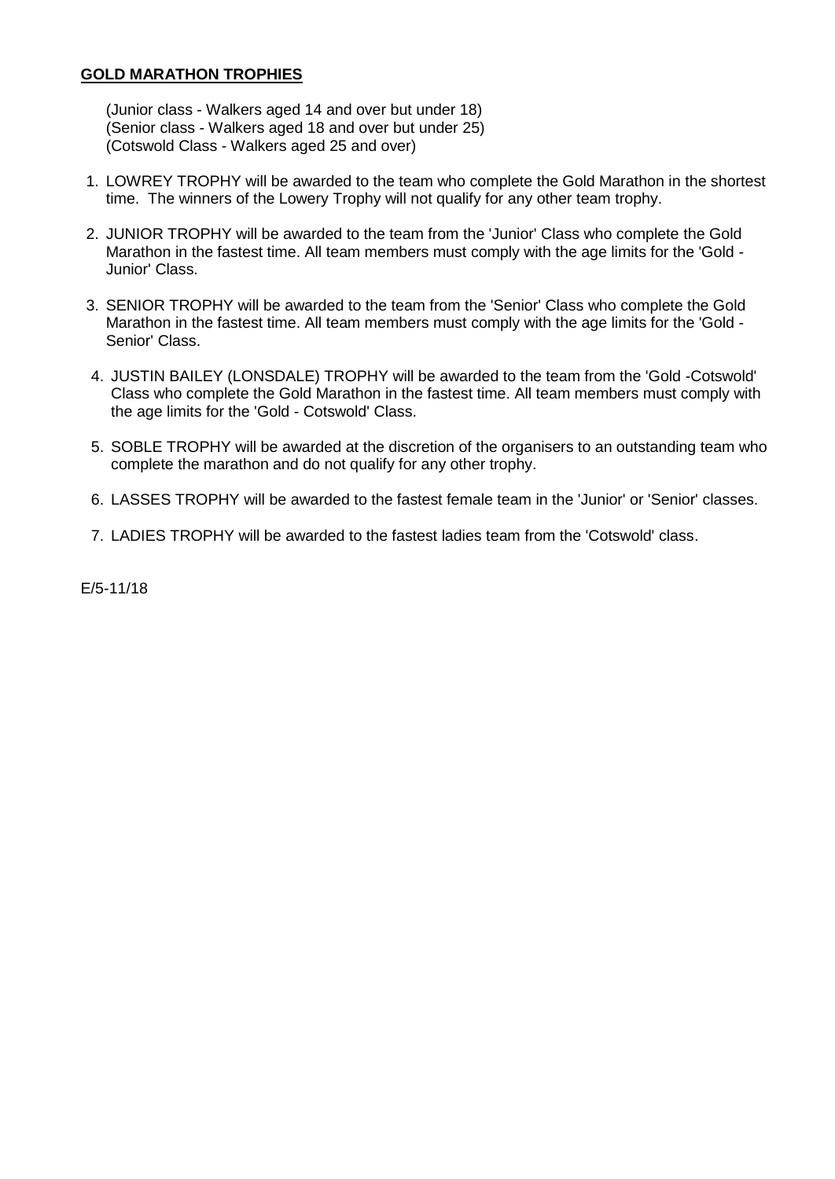**GOLD MARATHON TROPHIES**

(Junior class - Walkers aged 14 and over but under 18)
(Senior class - Walkers aged 18 and over but under 25)
(Cotswold Class - Walkers aged 25 and over)

1. LOWREY TROPHY will be awarded to the team who complete the Gold Marathon in the shortest time. The winners of the Lowery Trophy will not qualify for any other team trophy.
2. JUNIOR TROPHY will be awarded to the team from the 'Junior' Class who complete the Gold Marathon in the fastest time. All team members must comply with the age limits for the 'Gold - Junior' Class.
3. SENIOR TROPHY will be awarded to the team from the 'Senior' Class who complete the Gold Marathon in the fastest time. All team members must comply with the age limits for the 'Gold - Senior' Class.
4. JUSTIN BAILEY (LONSDALE) TROPHY will be awarded to the team from the 'Gold -Cotswold' Class who complete the Gold Marathon in the fastest time. All team members must comply with the age limits for the 'Gold - Cotswold' Class.
5. SOBLE TROPHY will be awarded at the discretion of the organisers to an outstanding team who complete the marathon and do not qualify for any other trophy.
6. LASSES TROPHY will be awarded to the fastest female team in the 'Junior' or 'Senior' classes.
7. LADIES TROPHY will be awarded to the fastest ladies team from the 'Cotswold' class.

E/5-11/18